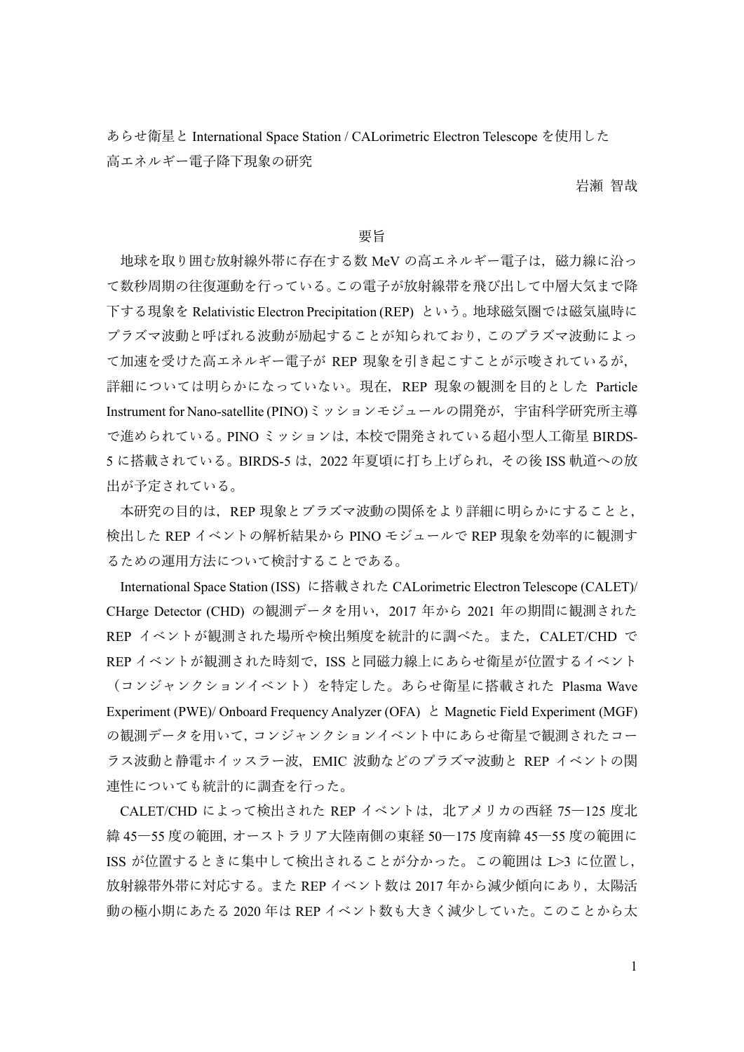あらせ衛星と International Space Station / CALorimetric Electron Telescope を使用した高エネルギー電子降下現象の研究

岩瀬 智哉

## 要旨

地球を取り囲む放射線外帯に存在する数 MeV の高エネルギー電子は，磁力線に沿って数秒周期の往復運動を行っている。この電子が放射線帯を飛び出して中層大気まで降下する現象を Relativistic Electron Precipitation (REP) という。地球磁気圏では磁気嵐時にプラズマ波動と呼ばれる波動が励起することが知られており，このプラズマ波動によって加速を受けた高エネルギー電子が REP 現象を引き起こすことが示唆されているが，詳細については明らかになっていない。現在，REP 現象の観測を目的とした Particle Instrument for Nano-satellite (PINO) ミッションモジュールの開発が，宇宙科学研究所主導で進められている。PINO ミッションは，本校で開発されている超小型人工衛星 BIRDS-5 に搭載されている。BIRDS-5 は，2022 年夏頃に打ち上げられ，その後 ISS 軌道への放出が予定されている。

本研究の目的は，REP 現象とプラズマ波動の関係をより詳細に明らかにすることと，検出した REP イベントの解析結果から PINO モジュールで REP 現象を効率的に観測するための運用方法について検討することである。

International Space Station (ISS) に搭載された CALorimetric Electron Telescope (CALET)/ CHarge Detector (CHD) の観測データを用い，2017 年から 2021 年の期間に観測された REP イベントが観測された場所や検出頻度を統計的に調べた。また，CALET/CHD で REP イベントが観測された時刻で，ISS と同磁力線上にあらせ衛星が位置するイベント（コンジャンクションイベント）を特定した。あらせ衛星に搭載された Plasma Wave Experiment (PWE)/ Onboard Frequency Analyzer (OFA) と Magnetic Field Experiment (MGF) の観測データを用いて，コンジャンクションイベント中にあらせ衛星で観測されたコーラス波動と静電ホイッスラー波，EMIC 波動などのプラズマ波動と REP イベントの関連性についても統計的に調査を行った。

CALET/CHD によって検出された REP イベントは，北アメリカの西経 75—125 度北緯 45—55 度の範囲，オーストラリア大陸南側の東経 50—175 度南緯 45—55 度の範囲に ISS が位置するときに集中して検出されることが分かった。この範囲は L>3 に位置し，放射線帯外帯に対応する。また REP イベント数は 2017 年から減少傾向にあり，太陽活動の極小期にあたる 2020 年は REP イベント数も大きく減少していた。このことから太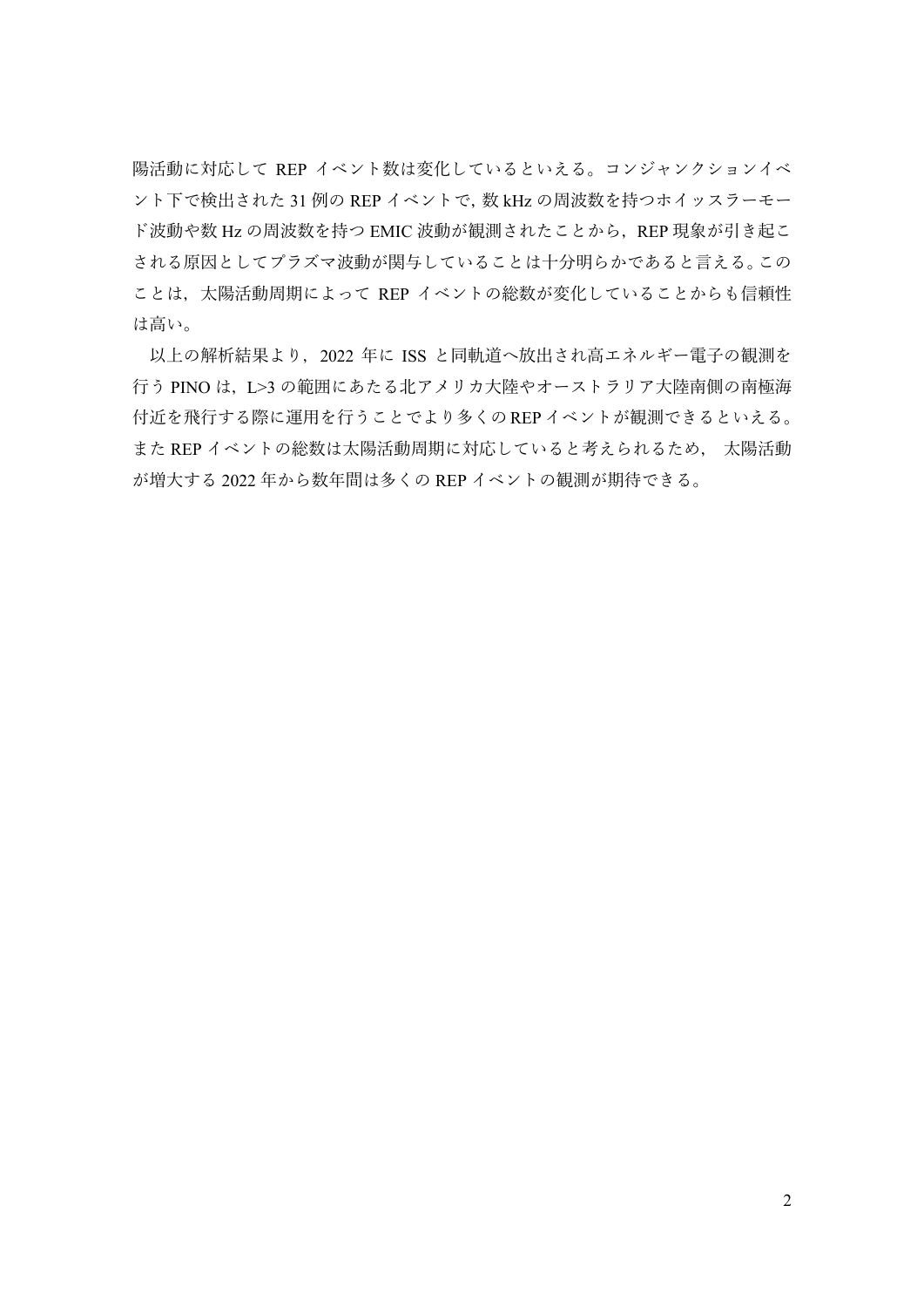陽活動に対応して REP イベント数は変化しているといえる。コンジャンクションイベント下で検出された 31 例の REP イベントで，数 kHz の周波数を持つホイッスラーモード波動や数 Hz の周波数を持つ EMIC 波動が観測されたことから，REP 現象が引き起こされる原因としてプラズマ波動が関与していることは十分明らかであると言える。このことは，太陽活動周期によって REP イベントの総数が変化していることからも信頼性は高い。

以上の解析結果より，2022 年に ISS と同軌道へ放出され高エネルギー電子の観測を行う PINO は，L>3 の範囲にあたる北アメリカ大陸やオーストラリア大陸南側の南極海付近を飛行する際に運用を行うことでより多くの REP イベントが観測できるといえる。また REP イベントの総数は太陽活動周期に対応していると考えられるため， 太陽活動が増大する 2022 年から数年間は多くの REP イベントの観測が期待できる。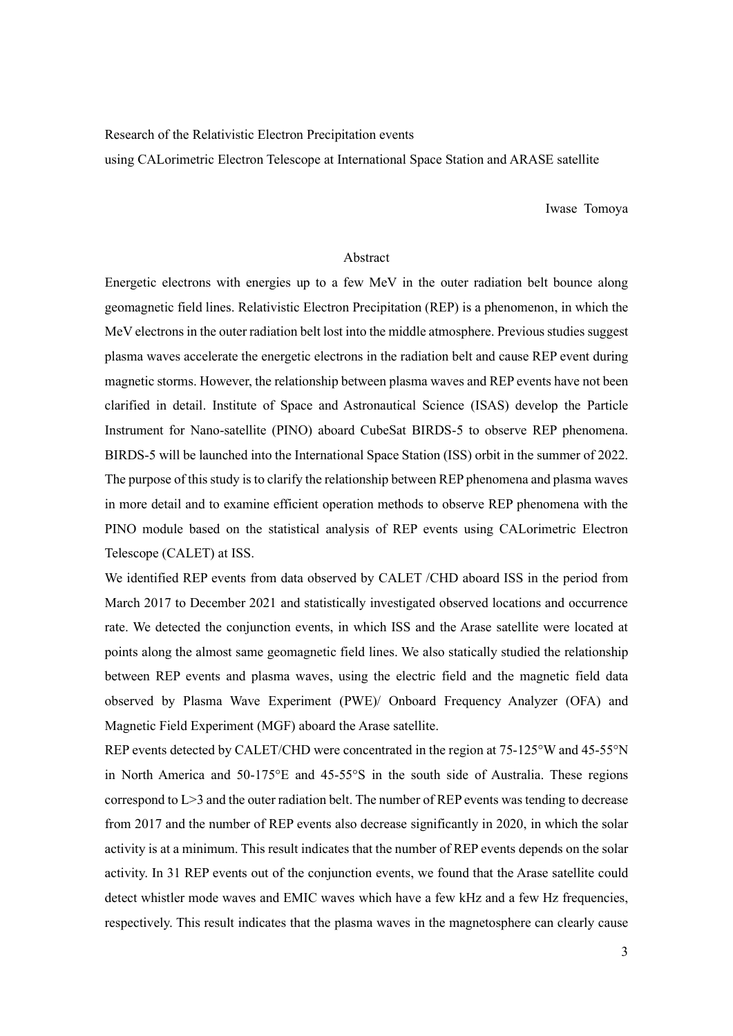Research of the Relativistic Electron Precipitation events
using CALorimetric Electron Telescope at International Space Station and ARASE satellite

Iwase Tomoya

## Abstract

Energetic electrons with energies up to a few MeV in the outer radiation belt bounce along geomagnetic field lines. Relativistic Electron Precipitation (REP) is a phenomenon, in which the MeV electrons in the outer radiation belt lost into the middle atmosphere. Previous studies suggest plasma waves accelerate the energetic electrons in the radiation belt and cause REP event during magnetic storms. However, the relationship between plasma waves and REP events have not been clarified in detail. Institute of Space and Astronautical Science (ISAS) develop the Particle Instrument for Nano-satellite (PINO) aboard CubeSat BIRDS-5 to observe REP phenomena. BIRDS-5 will be launched into the International Space Station (ISS) orbit in the summer of 2022. The purpose of this study is to clarify the relationship between REP phenomena and plasma waves in more detail and to examine efficient operation methods to observe REP phenomena with the PINO module based on the statistical analysis of REP events using CALorimetric Electron Telescope (CALET) at ISS.

We identified REP events from data observed by CALET /CHD aboard ISS in the period from March 2017 to December 2021 and statistically investigated observed locations and occurrence rate. We detected the conjunction events, in which ISS and the Arase satellite were located at points along the almost same geomagnetic field lines. We also statically studied the relationship between REP events and plasma waves, using the electric field and the magnetic field data observed by Plasma Wave Experiment (PWE)/ Onboard Frequency Analyzer (OFA) and Magnetic Field Experiment (MGF) aboard the Arase satellite.

REP events detected by CALET/CHD were concentrated in the region at 75-125°W and 45-55°N in North America and 50-175°E and 45-55°S in the south side of Australia. These regions correspond to L>3 and the outer radiation belt. The number of REP events was tending to decrease from 2017 and the number of REP events also decrease significantly in 2020, in which the solar activity is at a minimum. This result indicates that the number of REP events depends on the solar activity. In 31 REP events out of the conjunction events, we found that the Arase satellite could detect whistler mode waves and EMIC waves which have a few kHz and a few Hz frequencies, respectively. This result indicates that the plasma waves in the magnetosphere can clearly cause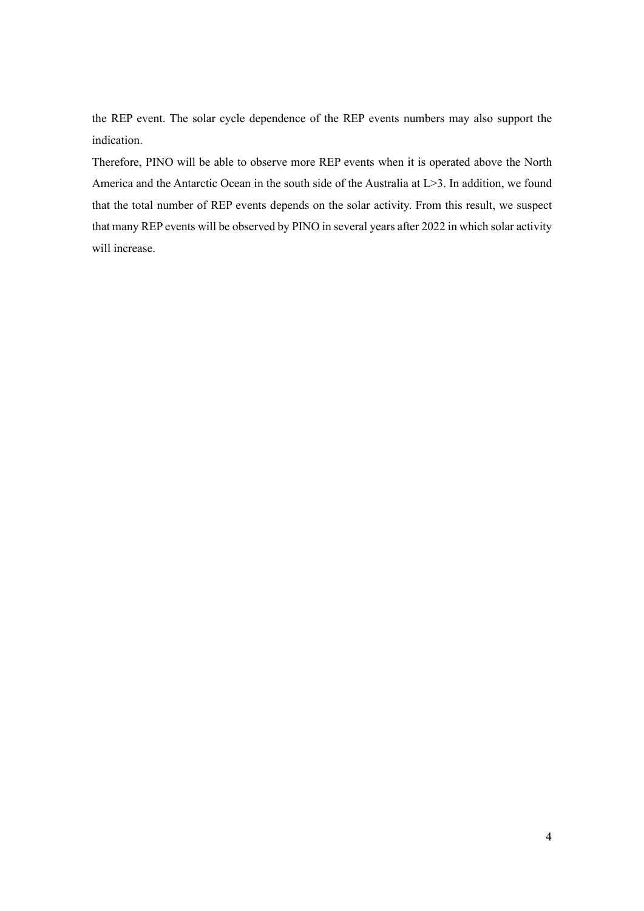the REP event. The solar cycle dependence of the REP events numbers may also support the indication.

Therefore, PINO will be able to observe more REP events when it is operated above the North America and the Antarctic Ocean in the south side of the Australia at L>3. In addition, we found that the total number of REP events depends on the solar activity. From this result, we suspect that many REP events will be observed by PINO in several years after 2022 in which solar activity will increase.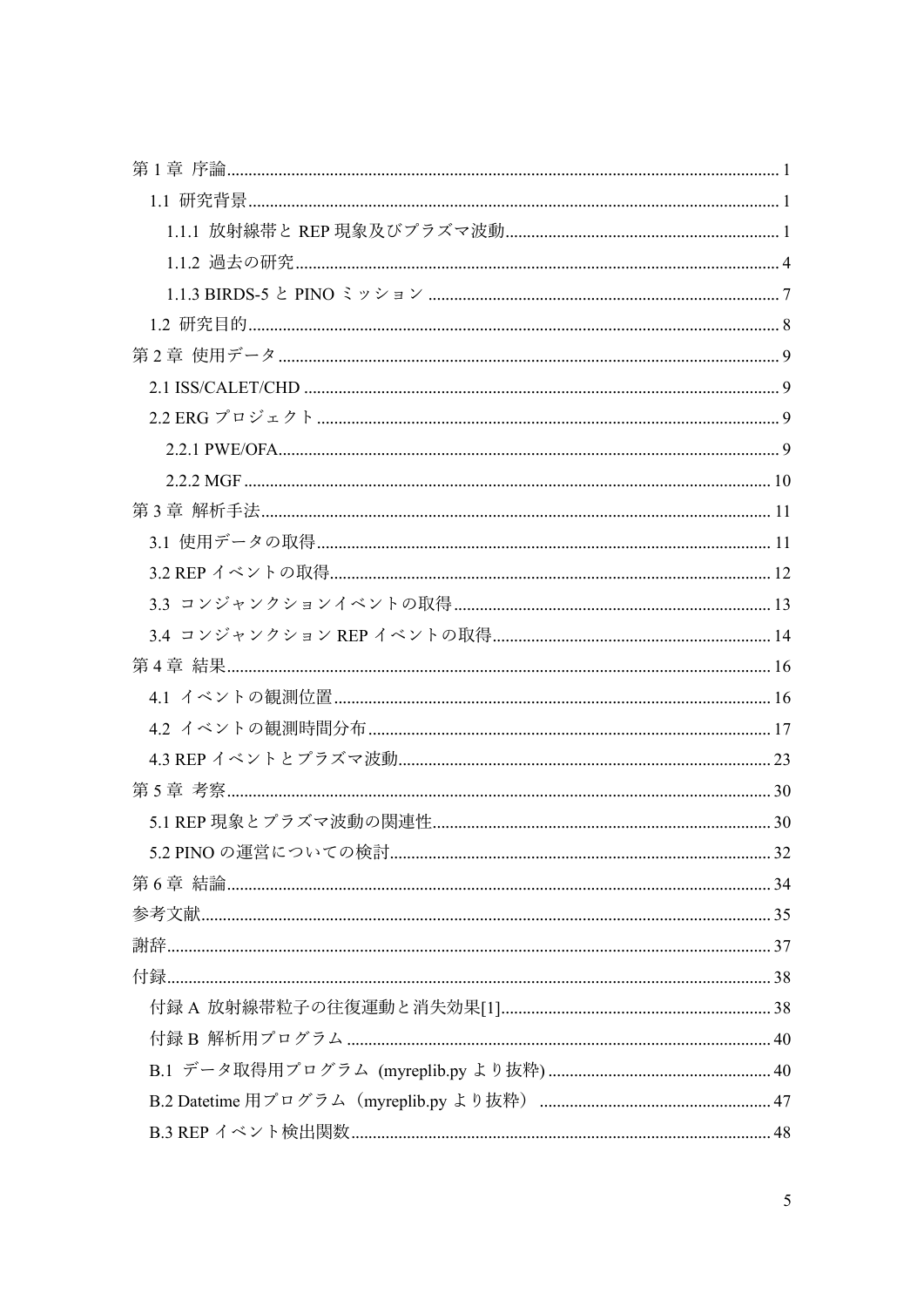第 1 章 序論 ........ 1

1.1 研究背景 ........ 1

1.1.1 放射線帯と REP 現象及びプラズマ波動 ........ 1

1.1.2 過去の研究 ........ 4

1.1.3 BIRDS-5 と PINO ミッション ........ 7

1.2 研究目的 ........ 8

第 2 章 使用データ ........ 9

2.1 ISS/CALET/CHD ........ 9

2.2 ERG プロジェクト ........ 9

2.2.1 PWE/OFA ........ 9

2.2.2 MGF ........ 10

第 3 章 解析手法 ........ 11

3.1 使用データの取得 ........ 11

3.2 REP イベントの取得 ........ 12

3.3 コンジャンクションイベントの取得 ........ 13

3.4 コンジャンクション REP イベントの取得 ........ 14

第 4 章 結果 ........ 16

4.1 イベントの観測位置 ........ 16

4.2 イベントの観測時間分布 ........ 17

4.3 REP イベントとプラズマ波動 ........ 23

第 5 章 考察 ........ 30

5.1 REP 現象とプラズマ波動の関連性 ........ 30

5.2 PINO の運営についての検討 ........ 32

第 6 章 結論 ........ 34

参考文献 ........ 35

謝辞 ........ 37

付録 ........ 38

付録 A 放射線帯粒子の往復運動と消失効果[1] ........ 38

付録 B 解析用プログラム ........ 40

B.1 データ取得用プログラム (myreplib.py より抜粋) ........ 40

B.2 Datetime 用プログラム（myreplib.py より抜粋） ........ 47

B.3 REP イベント検出関数 ........ 48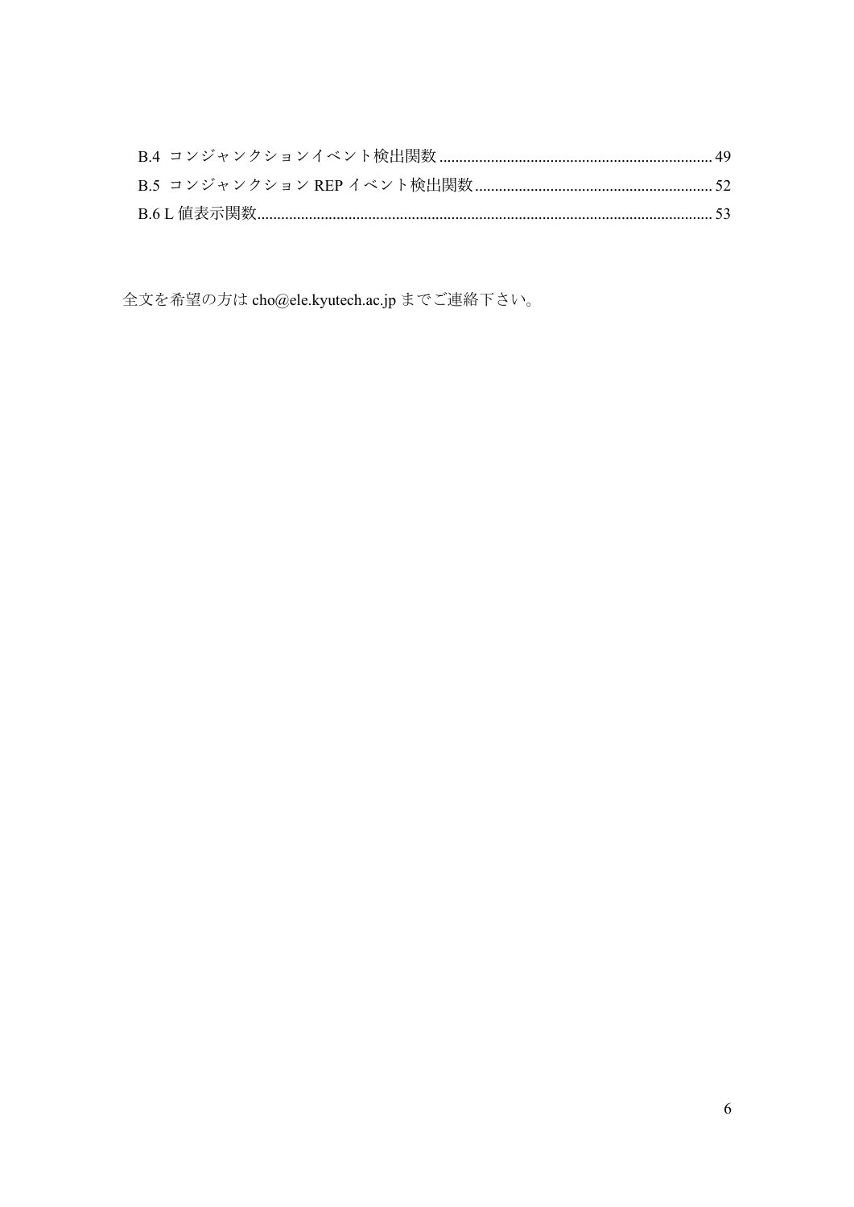B.4 コンジャンクションイベント検出関数 .................................................................... 49
B.5 コンジャンクション REP イベント検出関数 ............................................................ 52
B.6 L 値表示関数 ...................................................................................................... 53

全文を希望の方は cho@ele.kyutech.ac.jp までご連絡下さい。